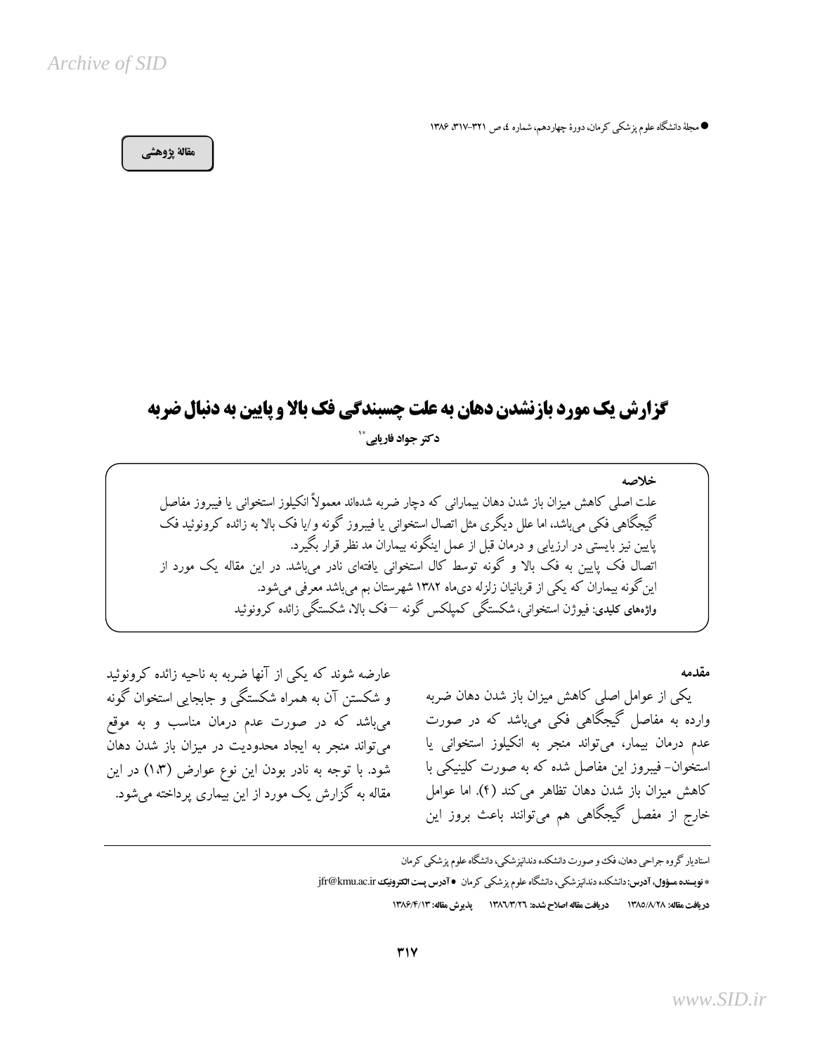مقالهٔ پژوهشی

# گزارش یک مورد بازنشدن دهان به علت چسبندگی فک بالا و پایین به دنبال ضربه

دکتر جواد فاریابی*[1]

**خلاصه**

علت اصلی کاهش میزان باز شدن دهان بیمارانی که دچار ضربه شده‌اند معمولاً انکیلوز استخوانی یا فیبروز مفاصل گیجگاهی فکی می‌باشد، اما علل دیگری مثل اتصال استخوانی یا فیبروز گونه و/یا فک بالا به زائده کرونوئید فک پایین نیز بایستی در ارزیابی و درمان قبل از عمل اینگونه بیماران مد نظر قرار بگیرد.

اتصال فک پایین به فک بالا و گونه توسط کال استخوانی یافته‌ای نادر می‌باشد. در این مقاله یک مورد از این‌گونه بیماران که یکی از قربانیان زلزله دی‌ماه ۱۳۸۲ شهرستان بم می‌باشد معرفی می‌شود.

**واژه‌های کلیدی:** فیوژن استخوانی، شکستگی کمپلکس گونه – فک بالا، شکستگی زائده کرونوئید

## مقدمه

یکی از عوامل اصلی کاهش میزان باز شدن دهان ضربه وارده به مفاصل گیجگاهی فکی می‌باشد که در صورت عدم درمان بیمار، می‌تواند منجر به انکیلوز استخوانی یا استخوان- فیبروز این مفاصل شده که به صورت کلینیکی با کاهش میزان باز شدن دهان تظاهر می‌کند (۴). اما عوامل خارج از مفصل گیجگاهی هم می‌توانند باعث بروز این عارضه شوند که یکی از آنها ضربه به ناحیه زائده کرونوئید و شکستن آن به همراه شکستگی و جابجایی استخوان گونه می‌باشد که در صورت عدم درمان مناسب و به موقع می‌تواند منجر به ایجاد محدودیت در میزان باز شدن دهان شود. با توجه به نادر بودن این نوع عوارض (۱،۳) در این مقاله به گزارش یک مورد از این بیماری پرداخته می‌شود.

---

[1] استادیار گروه جراحی دهان، فک و صورت دانشکده دندانپزشکی، دانشگاه علوم پزشکی کرمان

* نویسنده مسؤول، آدرس: دانشکده دندانپزشکی، دانشگاه علوم پزشکی کرمان ● آدرس پست الکترونیک jfr@kmu.ac.ir

دریافت مقاله: ۱۳۸۵/۸/۲۸ دریافت مقاله اصلاح شده: ۱۳۸۶/۳/۲۶ پذیرش مقاله: ۱۳۸۶/۴/۱۳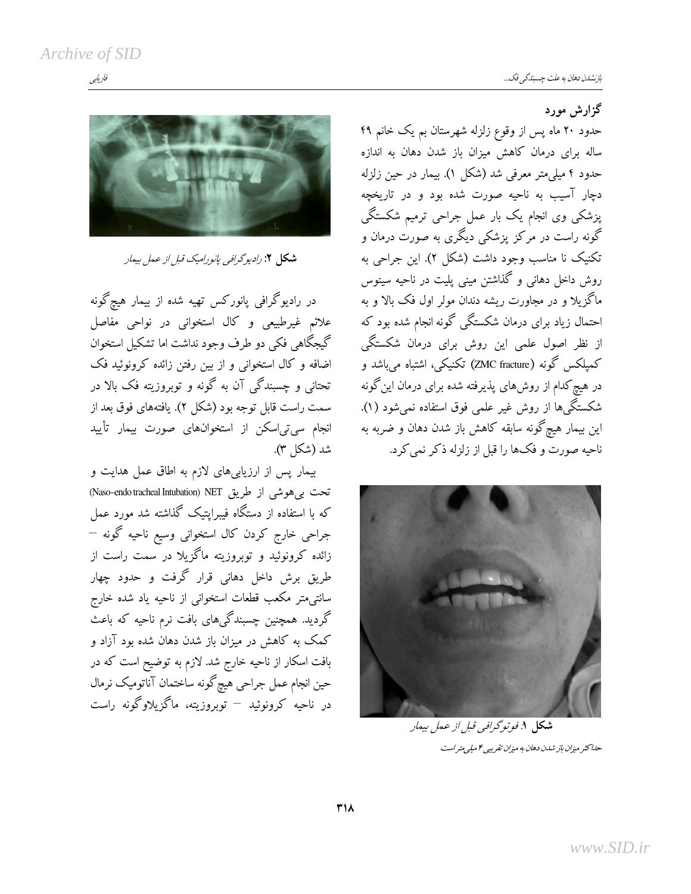## گزارش مورد

حدود ۲۰ ماه پس از وقوع زلزله شهرستان بم یک خانم ۴۹ ساله برای درمان کاهش میزان باز شدن دهان به اندازه حدود ۴ میلی‌متر معرفی شد (شکل ۱). بیمار در حین زلزله دچار آسیب به ناحیه صورت شده بود و در تاریخچه پزشکی وی انجام یک بار عمل جراحی ترمیم شکستگی گونه راست در مرکز پزشکی دیگری به صورت درمان و تکنیک نا مناسب وجود داشت (شکل ۲). این جراحی به روش داخل دهانی و گذاشتن مینی پلیت در ناحیه سینوس ماگزیلا و در مجاورت ریشه دندان مولر اول فک بالا و به احتمال زیاد برای درمان شکستگی گونه انجام شده بود که از نظر اصول علمی این روش برای درمان شکستگی کمپلکس گونه (ZMC fracture) تکنیکی، اشتباه می‌باشد و در هیچ‌کدام از روش‌های پذیرفته شده برای درمان این‌گونه شکستگی‌ها از روش غیر علمی فوق استفاده نمی‌شود (۱). این بیمار هیچ‌گونه سابقه کاهش باز شدن دهان و ضربه به ناحیه صورت و فک‌ها را قبل از زلزله ذکر نمی‌کرد.

**شکل ۱.** *فوتوگرافی قبل از عمل بیمار*

*حداکثر میزان باز شدن دهان به میزان تقریبی ۴ میلی‌متر است*

**شکل ۲:** *رادیوگرافی پانورامیک قبل از عمل بیمار*

در رادیوگرافی پانورکس تهیه شده از بیمار هیچ‌گونه علائم غیرطبیعی و کال استخوانی در نواحی مفاصل گیجگاهی فکی دو طرف وجود نداشت اما تشکیل استخوان اضافه و کال استخوانی و از بین رفتن زائده کرونوئید فک تحتانی و چسبندگی آن به گونه و توبروزیته فک بالا در سمت راست قابل توجه بود (شکل ۲). یافته‌های فوق بعد از انجام سی‌تی‌اسکن از استخوان‌های صورت بیمار تأیید شد (شکل ۳).

بیمار پس از ارزیابی‌های لازم به اطاق عمل هدایت و تحت بی‌هوشی از طریق NET (Naso–endo tracheal Intubation) که با استفاده از دستگاه فیبراپتیک گذاشته شد مورد عمل جراحی خارج کردن کال استخوانی وسیع ناحیه گونه – زائده کرونوئید و توبروزیته ماگزیلا در سمت راست از طریق برش داخل دهانی قرار گرفت و حدود چهار سانتی‌متر مکعب قطعات استخوانی از ناحیه یاد شده خارج گردید. همچنین چسبندگی‌های بافت نرم ناحیه که باعث کمک به کاهش در میزان باز شدن دهان شده بود آزاد و بافت اسکار از ناحیه خارج شد. لازم به توضیح است که در حین انجام عمل جراحی هیچ‌گونه ساختمان آناتومیک نرمال در ناحیه کرونوئید – توبروزیته، ماگزیلاو‌گونه راست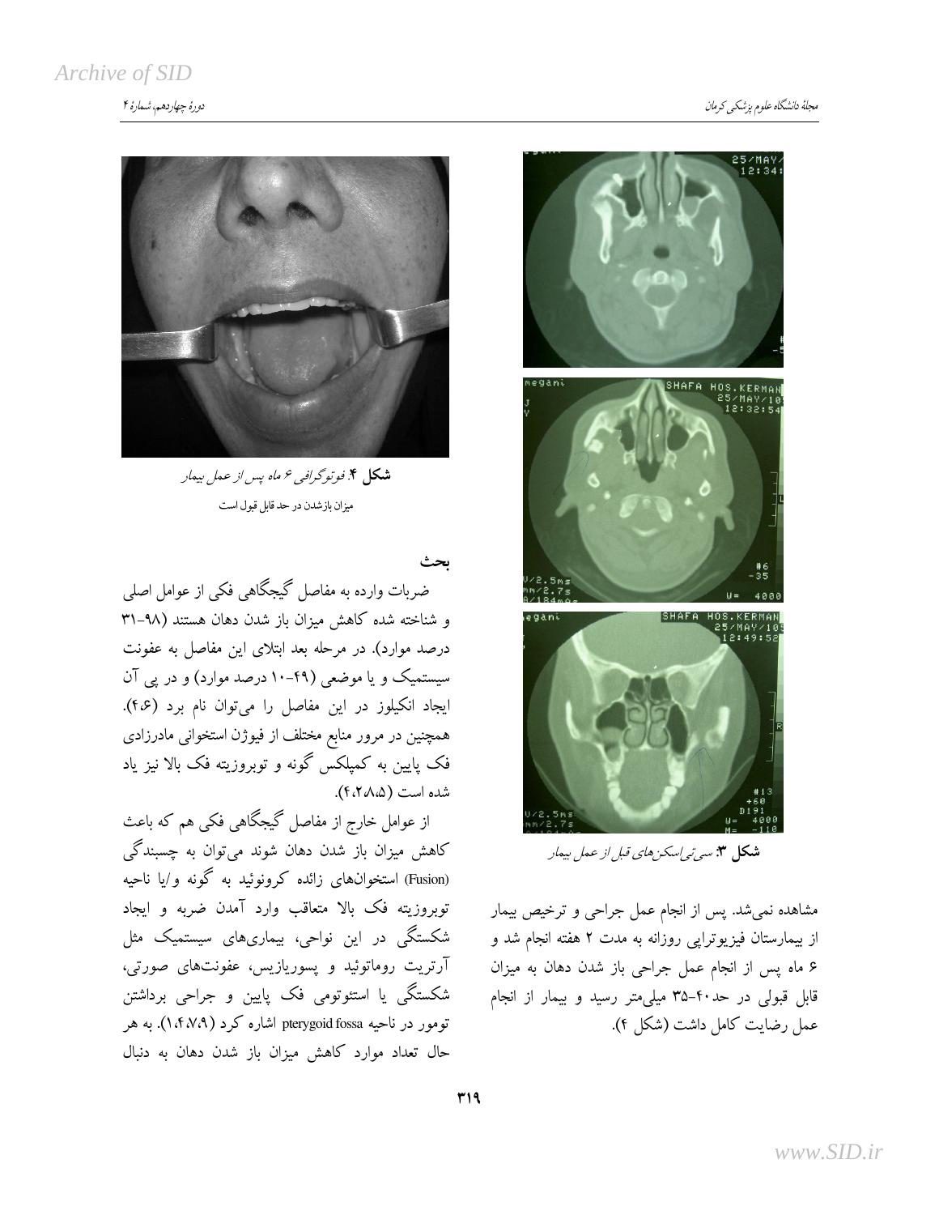**شکل ۳**: سی‌تی‌اسکن‌های قبل از عمل بیمار

مشاهده نمی‌شد. پس از انجام عمل جراحی و ترخیص بیمار از بیمارستان فیزیوتراپی روزانه به مدت ۲ هفته انجام شد و ۶ ماه پس از انجام عمل جراحی باز شدن دهان به میزان قابل قبولی در حد۴۰-۳۵ میلی‌متر رسید و بیمار از انجام عمل رضایت کامل داشت (شکل ۴).

**شکل ۴**: فوتوگرافی ۶ ماه پس از عمل بیمار

میزان بازشدن در حد قابل قبول است

## بحث

ضربات وارده به مفاصل گیجگاهی فکی از عوامل اصلی و شناخته شده کاهش میزان باز شدن دهان هستند (۹۸-۳۱ درصد موارد). در مرحله بعد ابتلای این مفاصل به عفونت سیستمیک و یا موضعی (۴۹-۱۰ درصد موارد) و در پی آن ایجاد انکیلوز در این مفاصل را می‌توان نام برد (۴،۶). همچنین در مرور منابع مختلف از فیوژن استخوانی مادرزادی فک پایین به کمپلکس گونه و توبروزیته فک بالا نیز یاد شده است (۴،۲،۸،۵).

از عوامل خارج از مفاصل گیجگاهی فکی هم که باعث کاهش میزان باز شدن دهان شوند می‌توان به چسبندگی (Fusion) استخوان‌های زائده کرونوئید به گونه و/یا ناحیه توبروزیته فک بالا متعاقب وارد آمدن ضربه و ایجاد شکستگی در این نواحی، بیماری‌های سیستمیک مثل آرتریت روماتوئید و پسوریازیس، عفونت‌های صورتی، شکستگی یا استئوتومی فک پایین و جراحی برداشتن تومور در ناحیه pterygoid fossa اشاره کرد (۱،۴،۷،۹). به هر حال تعداد موارد کاهش میزان باز شدن دهان به دنبال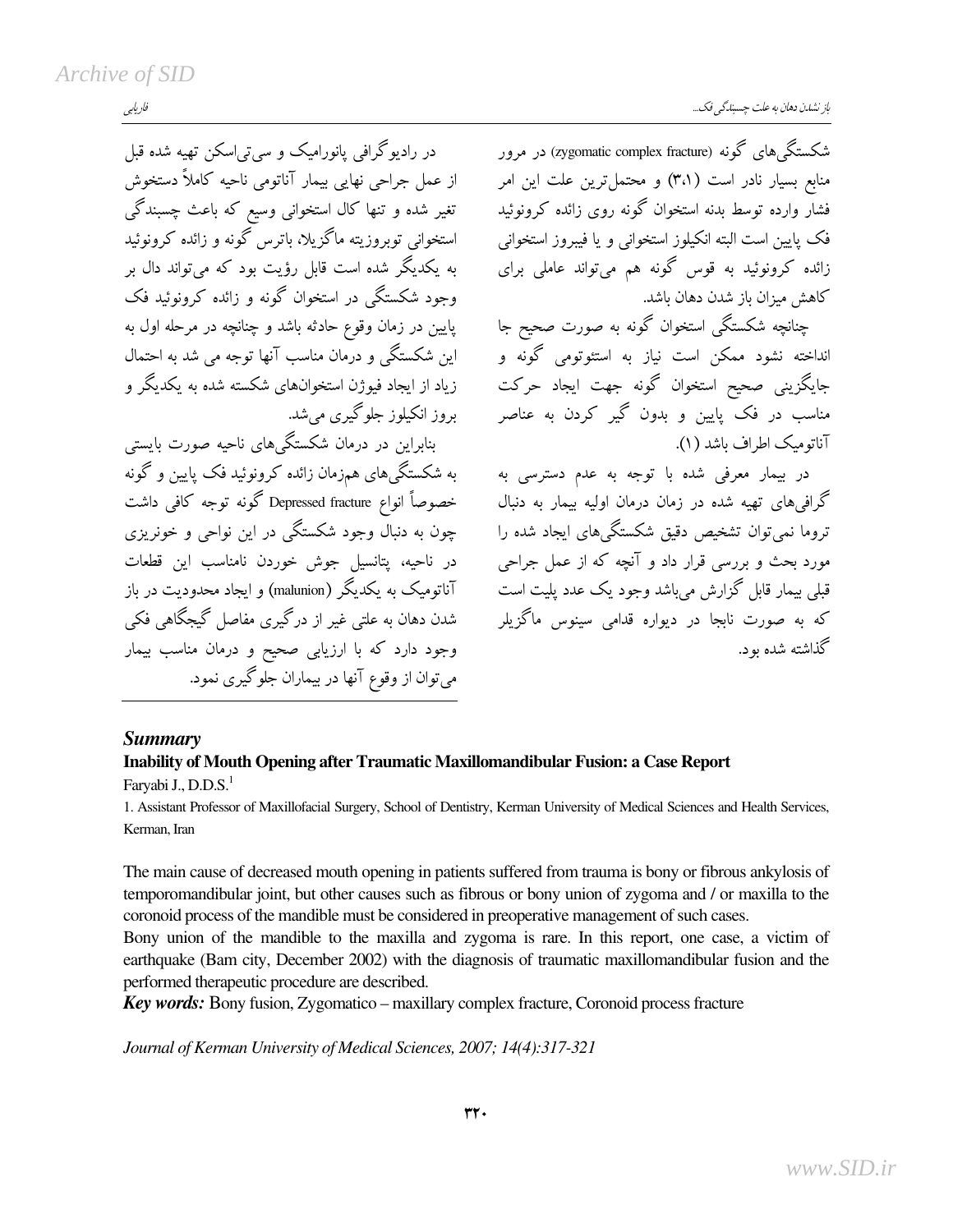شکستگی‌های گونه (zygomatic complex fracture) در مرور منابع بسیار نادر است (۳،۱) و محتمل‌ترین علت این امر فشار وارده توسط بدنه استخوان گونه روی زائده کرونوئید فک پایین است البته انکیلوز استخوانی و یا فیبروز استخوانی زائده کرونوئید به قوس گونه هم می‌تواند عاملی برای کاهش میزان باز شدن دهان باشد.

چنانچه شکستگی استخوان گونه به صورت صحیح جا انداخته نشود ممکن است نیاز به استئوتومی گونه و جایگزینی صحیح استخوان گونه جهت ایجاد حرکت مناسب در فک پایین و بدون گیر کردن به عناصر آناتومیک اطراف باشد (۱).

در بیمار معرفی شده با توجه به عدم دسترسی به گرافی‌های تهیه شده در زمان درمان اولیه بیمار به دنبال تروما نمی‌توان تشخیص دقیق شکستگی‌های ایجاد شده را مورد بحث و بررسی قرار داد و آنچه که از عمل جراحی قبلی بیمار قابل گزارش می‌باشد وجود یک عدد پلیت است که به صورت نابجا در دیواره قدامی سینوس ماگزیلر گذاشته شده بود.

در رادیوگرافی پانورامیک و سی‌تی‌اسکن تهیه شده قبل از عمل جراحی نهایی بیمار آناتومی ناحیه کاملاً دستخوش تغیر شده و تنها کال استخوانی وسیع که باعث چسبندگی استخوانی توبروزیته ماگزیلا، باترس گونه و زائده کرونوئید به یکدیگر شده است قابل رؤیت بود که می‌تواند دال بر وجود شکستگی در استخوان گونه و زائده کرونوئید فک پایین در زمان وقوع حادثه باشد و چنانچه در مرحله اول به این شکستگی و درمان مناسب آنها توجه می شد به احتمال زیاد از ایجاد فیوژن استخوان‌های شکسته شده به یکدیگر و بروز انکیلوز جلوگیری می‌شد.

بنابراین در درمان شکستگی‌های ناحیه صورت بایستی به شکستگی‌های هم‌زمان زائده کرونوئید فک پایین و گونه خصوصاً انواع Depressed fracture گونه توجه کافی داشت چون به دنبال وجود شکستگی در این نواحی و خونریزی در ناحیه، پتانسیل جوش خوردن نامناسب این قطعات آناتومیک به یکدیگر (malunion) و ایجاد محدودیت در باز شدن دهان به علتی غیر از درگیری مفاصل گیجگاهی فکی وجود دارد که با ارزیابی صحیح و درمان مناسب بیمار می‌توان از وقوع آنها در بیماران جلوگیری نمود.

## *Summary*

**Inability of Mouth Opening after Traumatic Maxillomandibular Fusion: a Case Report**

Faryabi J., D.D.S.[1]

1. Assistant Professor of Maxillofacial Surgery, School of Dentistry, Kerman University of Medical Sciences and Health Services, Kerman, Iran

The main cause of decreased mouth opening in patients suffered from trauma is bony or fibrous ankylosis of temporomandibular joint, but other causes such as fibrous or bony union of zygoma and / or maxilla to the coronoid process of the mandible must be considered in preoperative management of such cases.

Bony union of the mandible to the maxilla and zygoma is rare. In this report, one case, a victim of earthquake (Bam city, December 2002) with the diagnosis of traumatic maxillomandibular fusion and the performed therapeutic procedure are described.

***Key words:*** Bony fusion, Zygomatico – maxillary complex fracture, Coronoid process fracture

*Journal of Kerman University of Medical Sciences, 2007; 14(4):317-321*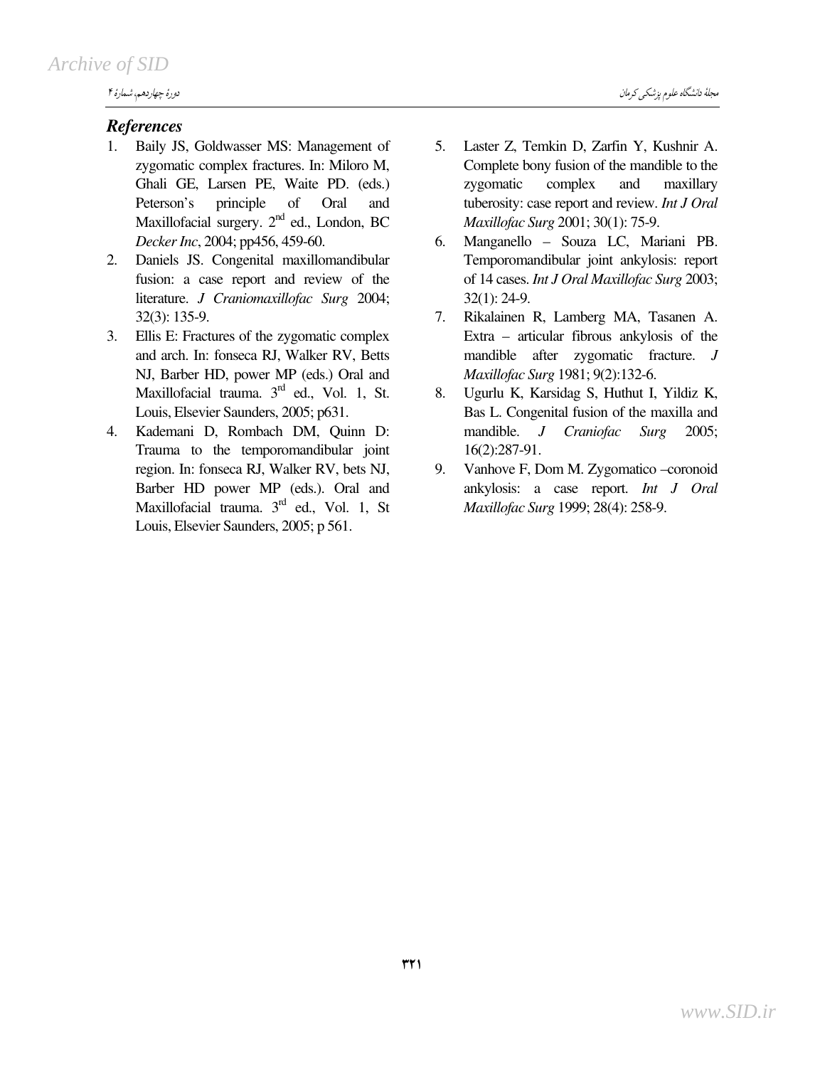## *References*

1. Baily JS, Goldwasser MS: Management of zygomatic complex fractures. In: Miloro M, Ghali GE, Larsen PE, Waite PD. (eds.) Peterson's principle of Oral and Maxillofacial surgery. 2nd ed., London, BC *Decker Inc*, 2004; pp456, 459-60.
2. Daniels JS. Congenital maxillomandibular fusion: a case report and review of the literature. *J Craniomaxillofac Surg* 2004; 32(3): 135-9.
3. Ellis E: Fractures of the zygomatic complex and arch. In: fonseca RJ, Walker RV, Betts NJ, Barber HD, power MP (eds.) Oral and Maxillofacial trauma. 3rd ed., Vol. 1, St. Louis, Elsevier Saunders, 2005; p631.
4. Kademani D, Rombach DM, Quinn D: Trauma to the temporomandibular joint region. In: fonseca RJ, Walker RV, bets NJ, Barber HD power MP (eds.). Oral and Maxillofacial trauma. 3rd ed., Vol. 1, St Louis, Elsevier Saunders, 2005; p 561.
5. Laster Z, Temkin D, Zarfin Y, Kushnir A. Complete bony fusion of the mandible to the zygomatic complex and maxillary tuberosity: case report and review. *Int J Oral Maxillofac Surg* 2001; 30(1): 75-9.
6. Manganello – Souza LC, Mariani PB. Temporomandibular joint ankylosis: report of 14 cases. *Int J Oral Maxillofac Surg* 2003; 32(1): 24-9.
7. Rikalainen R, Lamberg MA, Tasanen A. Extra – articular fibrous ankylosis of the mandible after zygomatic fracture. *J Maxillofac Surg* 1981; 9(2):132-6.
8. Ugurlu K, Karsidag S, Huthut I, Yildiz K, Bas L. Congenital fusion of the maxilla and mandible. *J Craniofac Surg* 2005; 16(2):287-91.
9. Vanhove F, Dom M. Zygomatico –coronoid ankylosis: a case report. *Int J Oral Maxillofac Surg* 1999; 28(4): 258-9.